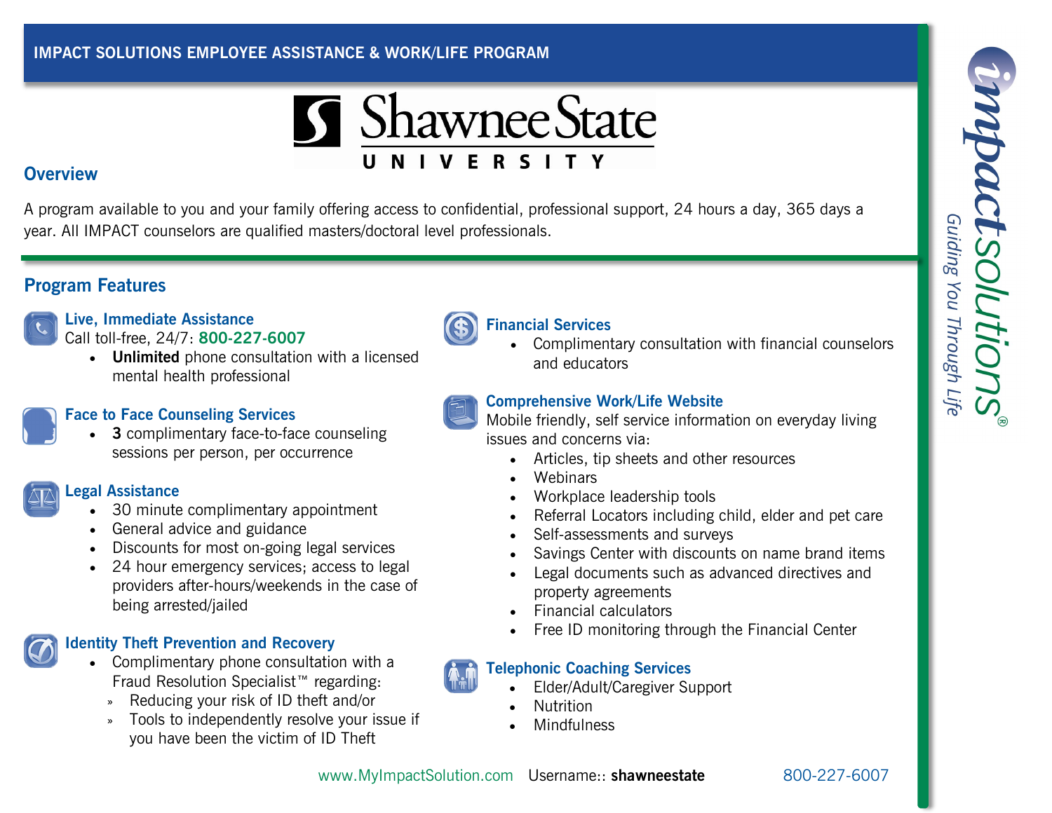IMPACT SOLUTIONS EMPLOYEE ASSISTANCE & WORK/LIFE PROGRAM

Shawnee State UNIVERSITY

## Overview

A program available to you and your family offering access to confidential, professional support, 24 hours a day, 365 days a year. All IMPACT counselors are qualified masters/doctoral level professionals.

## Program Features

### Live, Immediate Assistance

Call toll-free, 24/7: 800-227-6007

- **Unlimited** phone consultation with a licensed mental health professional

### Face to Face Counseling Services

- **3** complimentary face-to-face counseling sessions per person, per occurrence

### Legal Assistance

- 30 minute complimentary appointment
- General advice and guidance
- Discounts for most on-going legal services
- 24 hour emergency services; access to legal providers after-hours/weekends in the case of being arrested/jailed

### Identity Theft Prevention and Recovery

- Complimentary phone consultation with a Fraud Resolution Specialist™ regarding:
  - Reducing your risk of ID theft and/or
  - Tools to independently resolve your issue if you have been the victim of ID Theft

### Financial Services

- Complimentary consultation with financial counselors and educators

### Comprehensive Work/Life Website

Mobile friendly, self service information on everyday living issues and concerns via:

- Articles, tip sheets and other resources
- Webinars
- Workplace leadership tools
- Referral Locators including child, elder and pet care
- Self-assessments and surveys
- Savings Center with discounts on name brand items
- Legal documents such as advanced directives and property agreements
- Financial calculators
- Free ID monitoring through the Financial Center

### Telephonic Coaching Services

- Elder/Adult/Caregiver Support
- Nutrition
- Mindfulness

www.MyImpactSolution.com Username:: **shawneestate** 800-227-6007

impactsolutions® Guiding You Through Life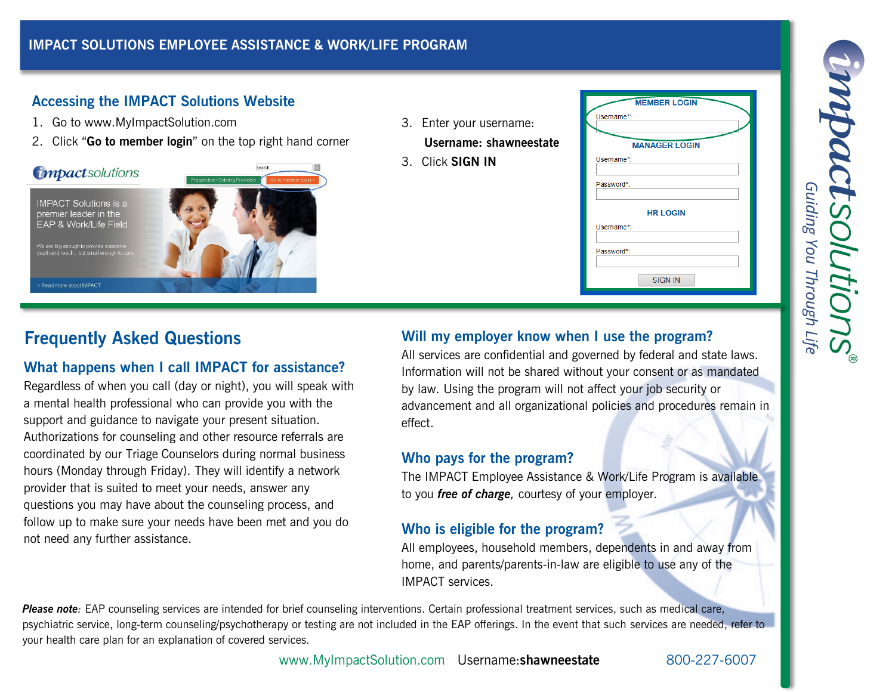# IMPACT SOLUTIONS EMPLOYEE ASSISTANCE & WORK/LIFE PROGRAM

## Accessing the IMPACT Solutions Website

1. Go to www.MyImpactSolution.com
2. Click "**Go to member login**" on the top right hand corner
3. Enter your username:

   **Username: shawneestate**

3. Click **SIGN IN**

## Frequently Asked Questions

### What happens when I call IMPACT for assistance?

Regardless of when you call (day or night), you will speak with a mental health professional who can provide you with the support and guidance to navigate your present situation. Authorizations for counseling and other resource referrals are coordinated by our Triage Counselors during normal business hours (Monday through Friday). They will identify a network provider that is suited to meet your needs, answer any questions you may have about the counseling process, and follow up to make sure your needs have been met and you do not need any further assistance.

### Will my employer know when I use the program?

All services are confidential and governed by federal and state laws. Information will not be shared without your consent or as mandated by law. Using the program will not affect your job security or advancement and all organizational policies and procedures remain in effect.

### Who pays for the program?

The IMPACT Employee Assistance & Work/Life Program is available to you ***free of charge,*** courtesy of your employer.

### Who is eligible for the program?

All employees, household members, dependents in and away from home, and parents/parents-in-law are eligible to use any of the IMPACT services.

***Please note:*** EAP counseling services are intended for brief counseling interventions. Certain professional treatment services, such as medical care, psychiatric service, long-term counseling/psychotherapy or testing are not included in the EAP offerings. In the event that such services are needed, refer to your health care plan for an explanation of covered services.

www.MyImpactSolution.com Username:**shawneestate** 800-227-6007

impactsolutions® Guiding You Through Life